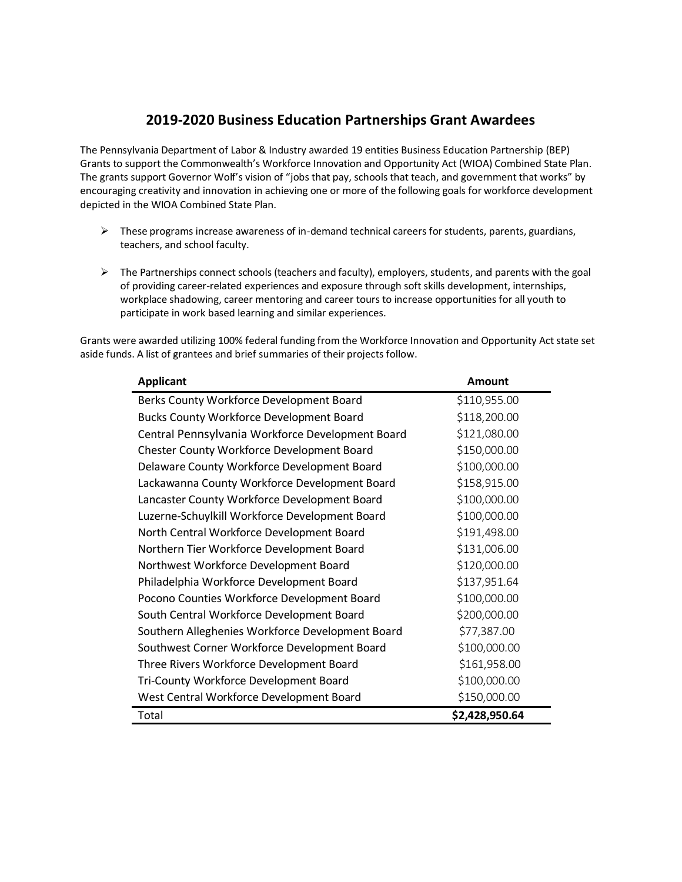# 2019-2020 Business Education Partnerships Grant Awardees

The Pennsylvania Department of Labor & Industry awarded 19 entities Business Education Partnership (BEP) Grants to support the Commonwealth's Workforce Innovation and Opportunity Act (WIOA) Combined State Plan. The grants support Governor Wolf's vision of "jobs that pay, schools that teach, and government that works" by encouraging creativity and innovation in achieving one or more of the following goals for workforce development depicted in the WIOA Combined State Plan.

- These programs increase awareness of in-demand technical careers for students, parents, guardians, teachers, and school faculty.
- The Partnerships connect schools (teachers and faculty), employers, students, and parents with the goal of providing career-related experiences and exposure through soft skills development, internships, workplace shadowing, career mentoring and career tours to increase opportunities for all youth to participate in work based learning and similar experiences.

Grants were awarded utilizing 100% federal funding from the Workforce Innovation and Opportunity Act state set aside funds. A list of grantees and brief summaries of their projects follow.

| Applicant | Amount |
|---|---|
| Berks County Workforce Development Board | $110,955.00 |
| Bucks County Workforce Development Board | $118,200.00 |
| Central Pennsylvania Workforce Development Board | $121,080.00 |
| Chester County Workforce Development Board | $150,000.00 |
| Delaware County Workforce Development Board | $100,000.00 |
| Lackawanna County Workforce Development Board | $158,915.00 |
| Lancaster County Workforce Development Board | $100,000.00 |
| Luzerne-Schuylkill Workforce Development Board | $100,000.00 |
| North Central Workforce Development Board | $191,498.00 |
| Northern Tier Workforce Development Board | $131,006.00 |
| Northwest Workforce Development Board | $120,000.00 |
| Philadelphia Workforce Development Board | $137,951.64 |
| Pocono Counties Workforce Development Board | $100,000.00 |
| South Central Workforce Development Board | $200,000.00 |
| Southern Alleghenies Workforce Development Board | $77,387.00 |
| Southwest Corner Workforce Development Board | $100,000.00 |
| Three Rivers Workforce Development Board | $161,958.00 |
| Tri-County Workforce Development Board | $100,000.00 |
| West Central Workforce Development Board | $150,000.00 |
| Total | **$2,428,950.64** |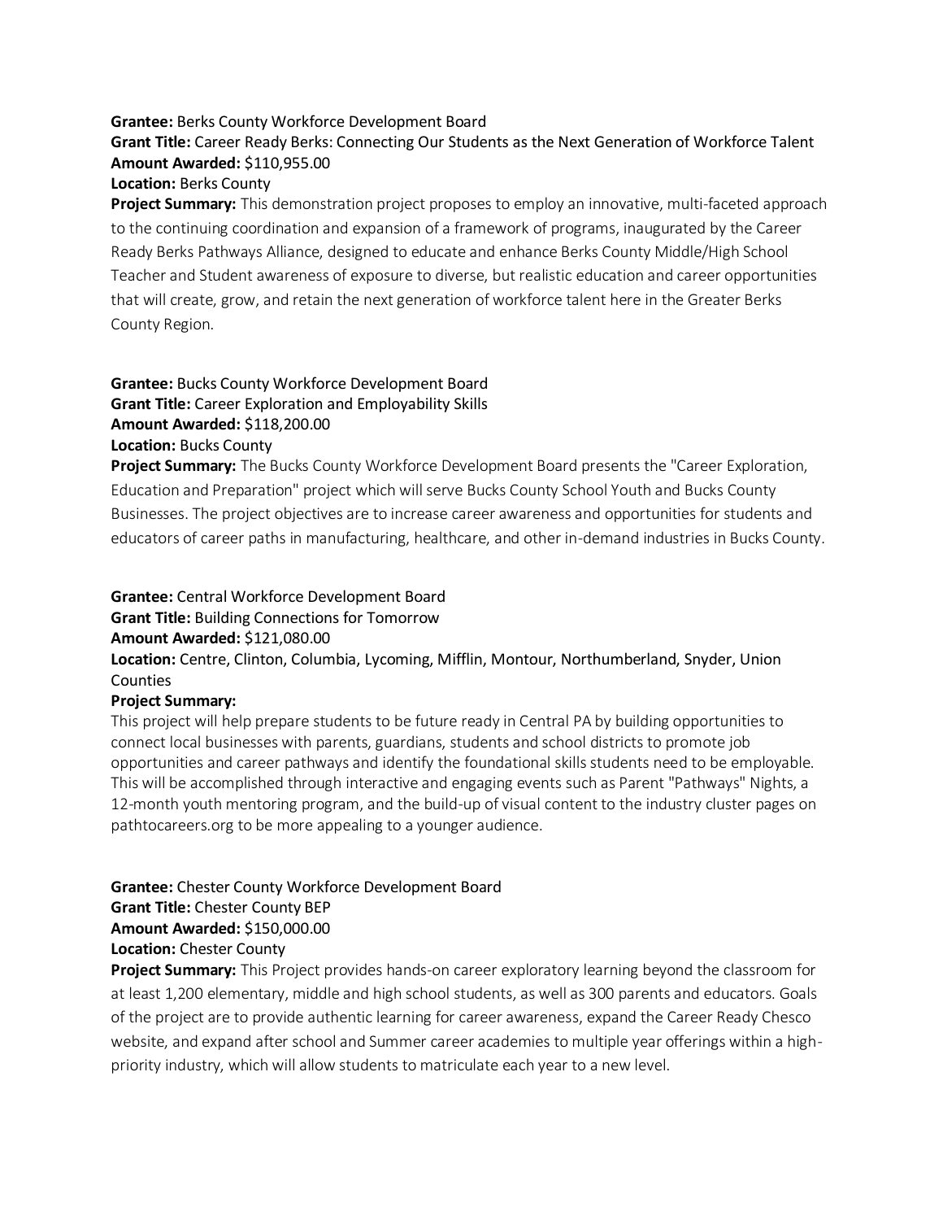**Grantee:** Berks County Workforce Development Board
**Grant Title:** Career Ready Berks: Connecting Our Students as the Next Generation of Workforce Talent
**Amount Awarded:** $110,955.00
**Location:** Berks County
**Project Summary:** This demonstration project proposes to employ an innovative, multi-faceted approach to the continuing coordination and expansion of a framework of programs, inaugurated by the Career Ready Berks Pathways Alliance, designed to educate and enhance Berks County Middle/High School Teacher and Student awareness of exposure to diverse, but realistic education and career opportunities that will create, grow, and retain the next generation of workforce talent here in the Greater Berks County Region.

**Grantee:** Bucks County Workforce Development Board
**Grant Title:** Career Exploration and Employability Skills
**Amount Awarded:** $118,200.00
**Location:** Bucks County
**Project Summary:** The Bucks County Workforce Development Board presents the "Career Exploration, Education and Preparation" project which will serve Bucks County School Youth and Bucks County Businesses. The project objectives are to increase career awareness and opportunities for students and educators of career paths in manufacturing, healthcare, and other in-demand industries in Bucks County.

**Grantee:** Central Workforce Development Board
**Grant Title:** Building Connections for Tomorrow
**Amount Awarded:** $121,080.00
**Location:** Centre, Clinton, Columbia, Lycoming, Mifflin, Montour, Northumberland, Snyder, Union Counties
**Project Summary:**
This project will help prepare students to be future ready in Central PA by building opportunities to connect local businesses with parents, guardians, students and school districts to promote job opportunities and career pathways and identify the foundational skills students need to be employable. This will be accomplished through interactive and engaging events such as Parent "Pathways" Nights, a 12-month youth mentoring program, and the build-up of visual content to the industry cluster pages on pathtocareers.org to be more appealing to a younger audience.

**Grantee:** Chester County Workforce Development Board
**Grant Title:** Chester County BEP
**Amount Awarded:** $150,000.00
**Location:** Chester County
**Project Summary:** This Project provides hands-on career exploratory learning beyond the classroom for at least 1,200 elementary, middle and high school students, as well as 300 parents and educators. Goals of the project are to provide authentic learning for career awareness, expand the Career Ready Chesco website, and expand after school and Summer career academies to multiple year offerings within a high-priority industry, which will allow students to matriculate each year to a new level.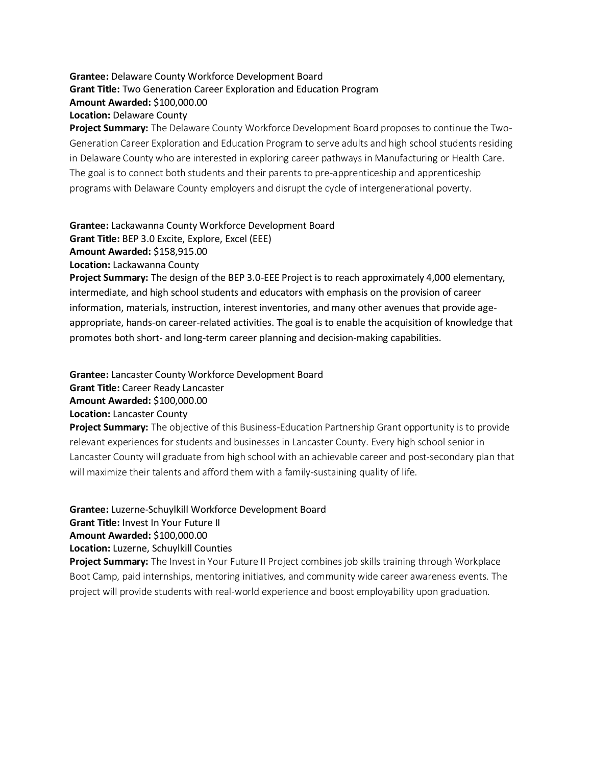**Grantee:** Delaware County Workforce Development Board
**Grant Title:** Two Generation Career Exploration and Education Program
**Amount Awarded:** $100,000.00
**Location:** Delaware County
**Project Summary:** The Delaware County Workforce Development Board proposes to continue the Two-Generation Career Exploration and Education Program to serve adults and high school students residing in Delaware County who are interested in exploring career pathways in Manufacturing or Health Care. The goal is to connect both students and their parents to pre-apprenticeship and apprenticeship programs with Delaware County employers and disrupt the cycle of intergenerational poverty.

**Grantee:** Lackawanna County Workforce Development Board
**Grant Title:** BEP 3.0 Excite, Explore, Excel (EEE)
**Amount Awarded:** $158,915.00
**Location:** Lackawanna County
**Project Summary:** The design of the BEP 3.0-EEE Project is to reach approximately 4,000 elementary, intermediate, and high school students and educators with emphasis on the provision of career information, materials, instruction, interest inventories, and many other avenues that provide age-appropriate, hands-on career-related activities. The goal is to enable the acquisition of knowledge that promotes both short- and long-term career planning and decision-making capabilities.

**Grantee:** Lancaster County Workforce Development Board
**Grant Title:** Career Ready Lancaster
**Amount Awarded:** $100,000.00
**Location:** Lancaster County
**Project Summary:** The objective of this Business-Education Partnership Grant opportunity is to provide relevant experiences for students and businesses in Lancaster County. Every high school senior in Lancaster County will graduate from high school with an achievable career and post-secondary plan that will maximize their talents and afford them with a family-sustaining quality of life.

**Grantee:** Luzerne-Schuylkill Workforce Development Board
**Grant Title:** Invest In Your Future II
**Amount Awarded:** $100,000.00
**Location:** Luzerne, Schuylkill Counties
**Project Summary:** The Invest in Your Future II Project combines job skills training through Workplace Boot Camp, paid internships, mentoring initiatives, and community wide career awareness events. The project will provide students with real-world experience and boost employability upon graduation.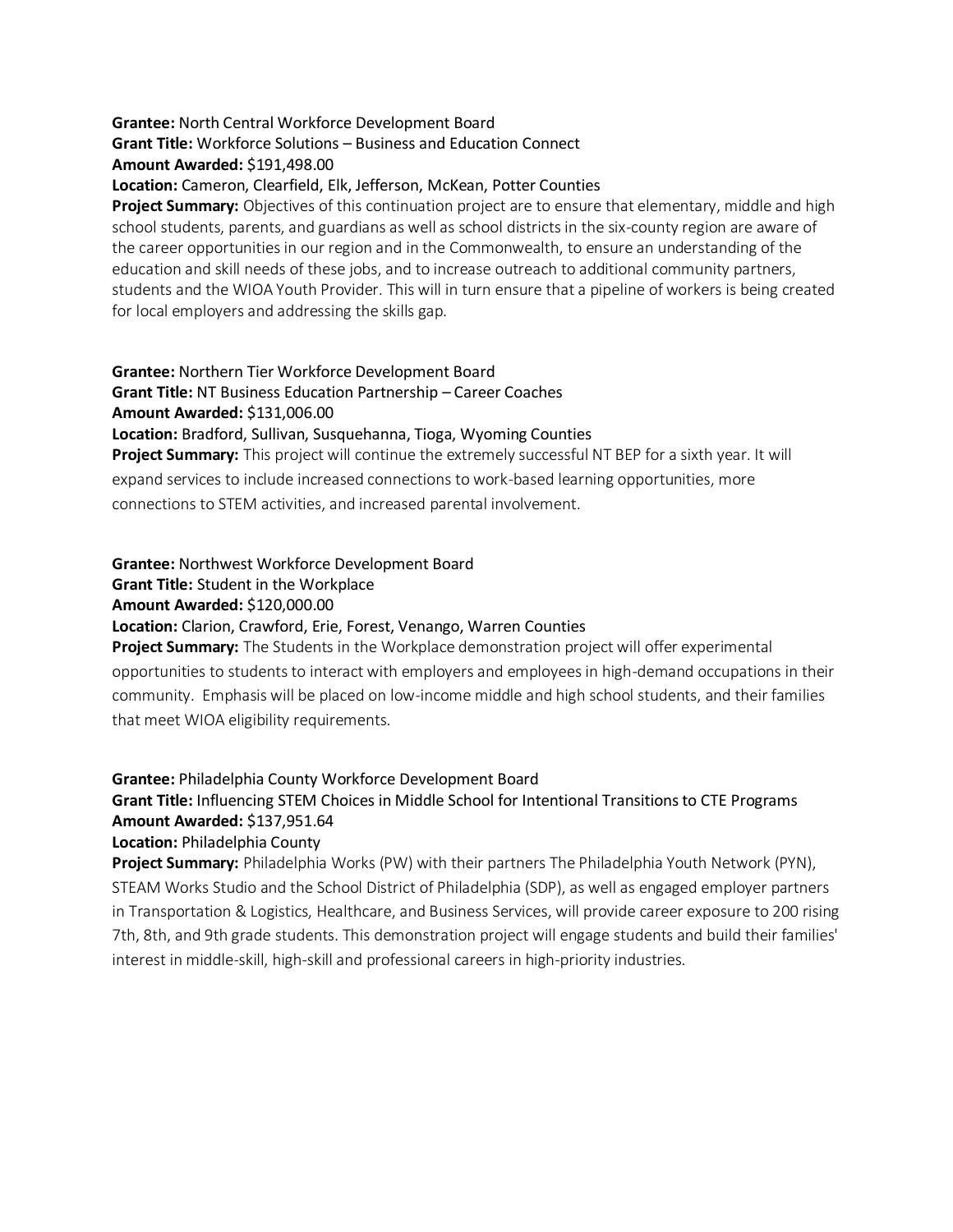**Grantee:** North Central Workforce Development Board
**Grant Title:** Workforce Solutions – Business and Education Connect
**Amount Awarded:** $191,498.00
**Location:** Cameron, Clearfield, Elk, Jefferson, McKean, Potter Counties
**Project Summary:** Objectives of this continuation project are to ensure that elementary, middle and high school students, parents, and guardians as well as school districts in the six-county region are aware of the career opportunities in our region and in the Commonwealth, to ensure an understanding of the education and skill needs of these jobs, and to increase outreach to additional community partners, students and the WIOA Youth Provider. This will in turn ensure that a pipeline of workers is being created for local employers and addressing the skills gap.

**Grantee:** Northern Tier Workforce Development Board
**Grant Title:** NT Business Education Partnership – Career Coaches
**Amount Awarded:** $131,006.00
**Location:** Bradford, Sullivan, Susquehanna, Tioga, Wyoming Counties
**Project Summary:** This project will continue the extremely successful NT BEP for a sixth year. It will expand services to include increased connections to work-based learning opportunities, more connections to STEM activities, and increased parental involvement.

**Grantee:** Northwest Workforce Development Board
**Grant Title:** Student in the Workplace
**Amount Awarded:** $120,000.00
**Location:** Clarion, Crawford, Erie, Forest, Venango, Warren Counties
**Project Summary:** The Students in the Workplace demonstration project will offer experimental opportunities to students to interact with employers and employees in high-demand occupations in their community. Emphasis will be placed on low-income middle and high school students, and their families that meet WIOA eligibility requirements.

**Grantee:** Philadelphia County Workforce Development Board
**Grant Title:** Influencing STEM Choices in Middle School for Intentional Transitions to CTE Programs
**Amount Awarded:** $137,951.64
**Location:** Philadelphia County
**Project Summary:** Philadelphia Works (PW) with their partners The Philadelphia Youth Network (PYN), STEAM Works Studio and the School District of Philadelphia (SDP), as well as engaged employer partners in Transportation & Logistics, Healthcare, and Business Services, will provide career exposure to 200 rising 7th, 8th, and 9th grade students. This demonstration project will engage students and build their families' interest in middle-skill, high-skill and professional careers in high-priority industries.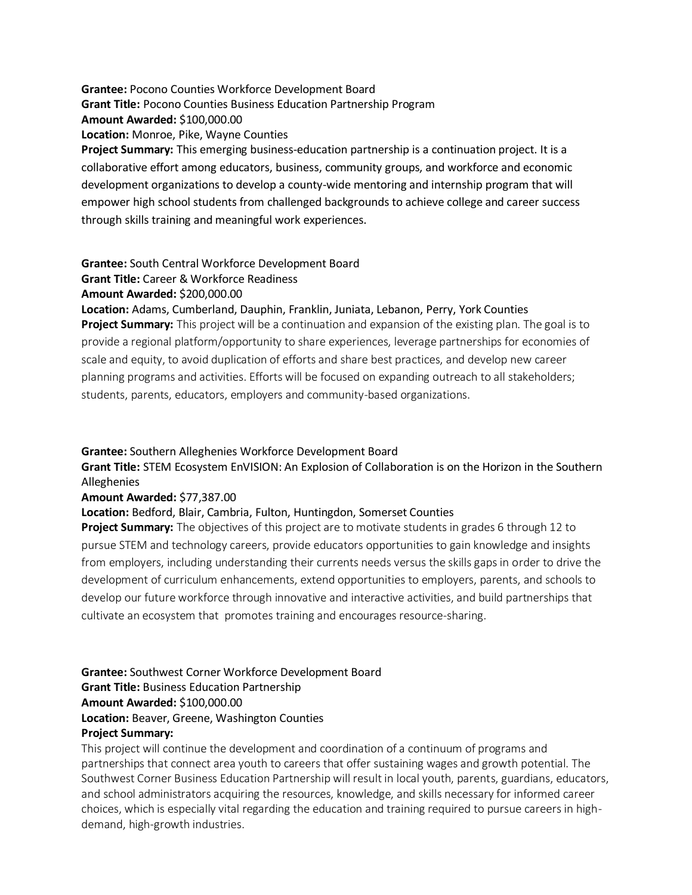**Grantee:** Pocono Counties Workforce Development Board
**Grant Title:** Pocono Counties Business Education Partnership Program
**Amount Awarded:** $100,000.00
**Location:** Monroe, Pike, Wayne Counties
**Project Summary:** This emerging business-education partnership is a continuation project. It is a collaborative effort among educators, business, community groups, and workforce and economic development organizations to develop a county-wide mentoring and internship program that will empower high school students from challenged backgrounds to achieve college and career success through skills training and meaningful work experiences.

**Grantee:** South Central Workforce Development Board
**Grant Title:** Career & Workforce Readiness
**Amount Awarded:** $200,000.00
**Location:** Adams, Cumberland, Dauphin, Franklin, Juniata, Lebanon, Perry, York Counties
**Project Summary:** This project will be a continuation and expansion of the existing plan. The goal is to provide a regional platform/opportunity to share experiences, leverage partnerships for economies of scale and equity, to avoid duplication of efforts and share best practices, and develop new career planning programs and activities. Efforts will be focused on expanding outreach to all stakeholders; students, parents, educators, employers and community-based organizations.

**Grantee:** Southern Alleghenies Workforce Development Board
**Grant Title:** STEM Ecosystem EnVISION: An Explosion of Collaboration is on the Horizon in the Southern Alleghenies
**Amount Awarded:** $77,387.00
**Location:** Bedford, Blair, Cambria, Fulton, Huntingdon, Somerset Counties
**Project Summary:** The objectives of this project are to motivate students in grades 6 through 12 to pursue STEM and technology careers, provide educators opportunities to gain knowledge and insights from employers, including understanding their currents needs versus the skills gaps in order to drive the development of curriculum enhancements, extend opportunities to employers, parents, and schools to develop our future workforce through innovative and interactive activities, and build partnerships that cultivate an ecosystem that promotes training and encourages resource-sharing.

**Grantee:** Southwest Corner Workforce Development Board
**Grant Title:** Business Education Partnership
**Amount Awarded:** $100,000.00
**Location:** Beaver, Greene, Washington Counties
**Project Summary:**
This project will continue the development and coordination of a continuum of programs and partnerships that connect area youth to careers that offer sustaining wages and growth potential. The Southwest Corner Business Education Partnership will result in local youth, parents, guardians, educators, and school administrators acquiring the resources, knowledge, and skills necessary for informed career choices, which is especially vital regarding the education and training required to pursue careers in high-demand, high-growth industries.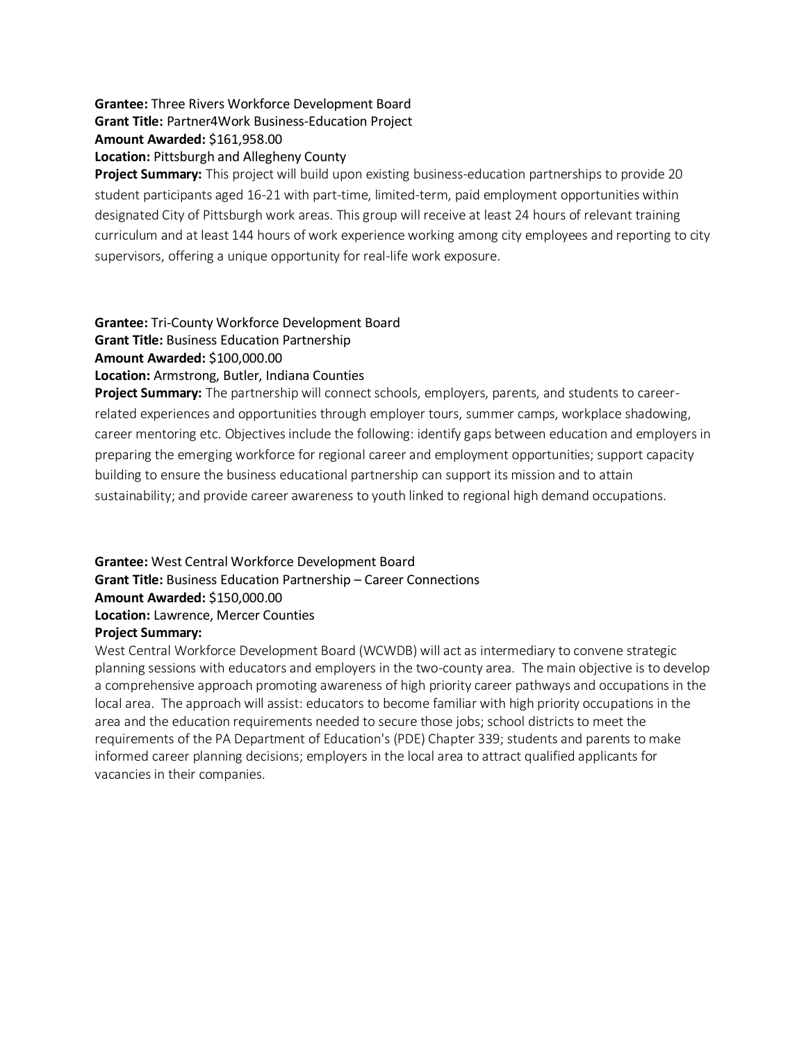**Grantee:** Three Rivers Workforce Development Board
**Grant Title:** Partner4Work Business-Education Project
**Amount Awarded:** $161,958.00
**Location:** Pittsburgh and Allegheny County
**Project Summary:** This project will build upon existing business-education partnerships to provide 20 student participants aged 16-21 with part-time, limited-term, paid employment opportunities within designated City of Pittsburgh work areas. This group will receive at least 24 hours of relevant training curriculum and at least 144 hours of work experience working among city employees and reporting to city supervisors, offering a unique opportunity for real-life work exposure.

**Grantee:** Tri-County Workforce Development Board
**Grant Title:** Business Education Partnership
**Amount Awarded:** $100,000.00
**Location:** Armstrong, Butler, Indiana Counties
**Project Summary:** The partnership will connect schools, employers, parents, and students to career-related experiences and opportunities through employer tours, summer camps, workplace shadowing, career mentoring etc. Objectives include the following: identify gaps between education and employers in preparing the emerging workforce for regional career and employment opportunities; support capacity building to ensure the business educational partnership can support its mission and to attain sustainability; and provide career awareness to youth linked to regional high demand occupations.

**Grantee:** West Central Workforce Development Board
**Grant Title:** Business Education Partnership – Career Connections
**Amount Awarded:** $150,000.00
**Location:** Lawrence, Mercer Counties
**Project Summary:**
West Central Workforce Development Board (WCWDB) will act as intermediary to convene strategic planning sessions with educators and employers in the two-county area. The main objective is to develop a comprehensive approach promoting awareness of high priority career pathways and occupations in the local area. The approach will assist: educators to become familiar with high priority occupations in the area and the education requirements needed to secure those jobs; school districts to meet the requirements of the PA Department of Education's (PDE) Chapter 339; students and parents to make informed career planning decisions; employers in the local area to attract qualified applicants for vacancies in their companies.